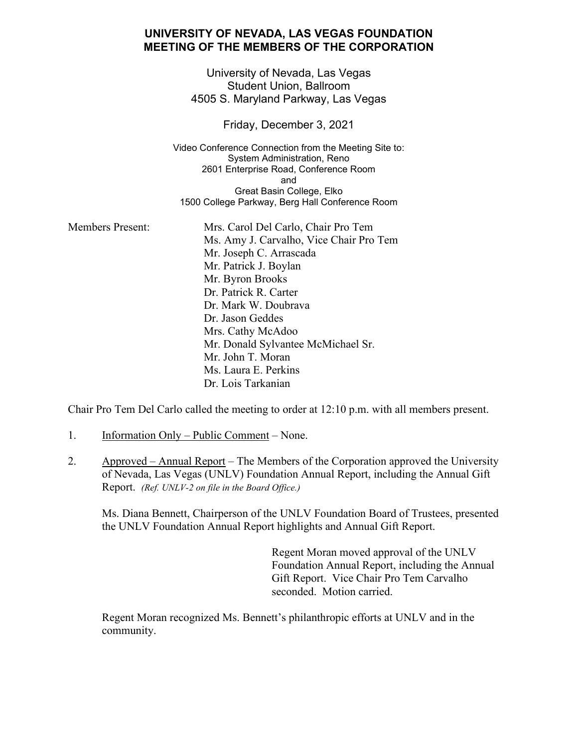# UNIVERSITY OF NEVADA, LAS VEGAS FOUNDATION
# MEETING OF THE MEMBERS OF THE CORPORATION

University of Nevada, Las Vegas
Student Union, Ballroom
4505 S. Maryland Parkway, Las Vegas

Friday, December 3, 2021

Video Conference Connection from the Meeting Site to:
System Administration, Reno
2601 Enterprise Road, Conference Room
and
Great Basin College, Elko
1500 College Parkway, Berg Hall Conference Room

Members Present:

- Mrs. Carol Del Carlo, Chair Pro Tem
- Ms. Amy J. Carvalho, Vice Chair Pro Tem
- Mr. Joseph C. Arrascada
- Mr. Patrick J. Boylan
- Mr. Byron Brooks
- Dr. Patrick R. Carter
- Dr. Mark W. Doubrava
- Dr. Jason Geddes
- Mrs. Cathy McAdoo
- Mr. Donald Sylvantee McMichael Sr.
- Mr. John T. Moran
- Ms. Laura E. Perkins
- Dr. Lois Tarkanian

Chair Pro Tem Del Carlo called the meeting to order at 12:10 p.m. with all members present.

1. Information Only – Public Comment – None.

2. Approved – Annual Report – The Members of the Corporation approved the University of Nevada, Las Vegas (UNLV) Foundation Annual Report, including the Annual Gift Report. *(Ref. UNLV-2 on file in the Board Office.)*

   Ms. Diana Bennett, Chairperson of the UNLV Foundation Board of Trustees, presented the UNLV Foundation Annual Report highlights and Annual Gift Report.

   > Regent Moran moved approval of the UNLV Foundation Annual Report, including the Annual Gift Report. Vice Chair Pro Tem Carvalho seconded. Motion carried.

   Regent Moran recognized Ms. Bennett's philanthropic efforts at UNLV and in the community.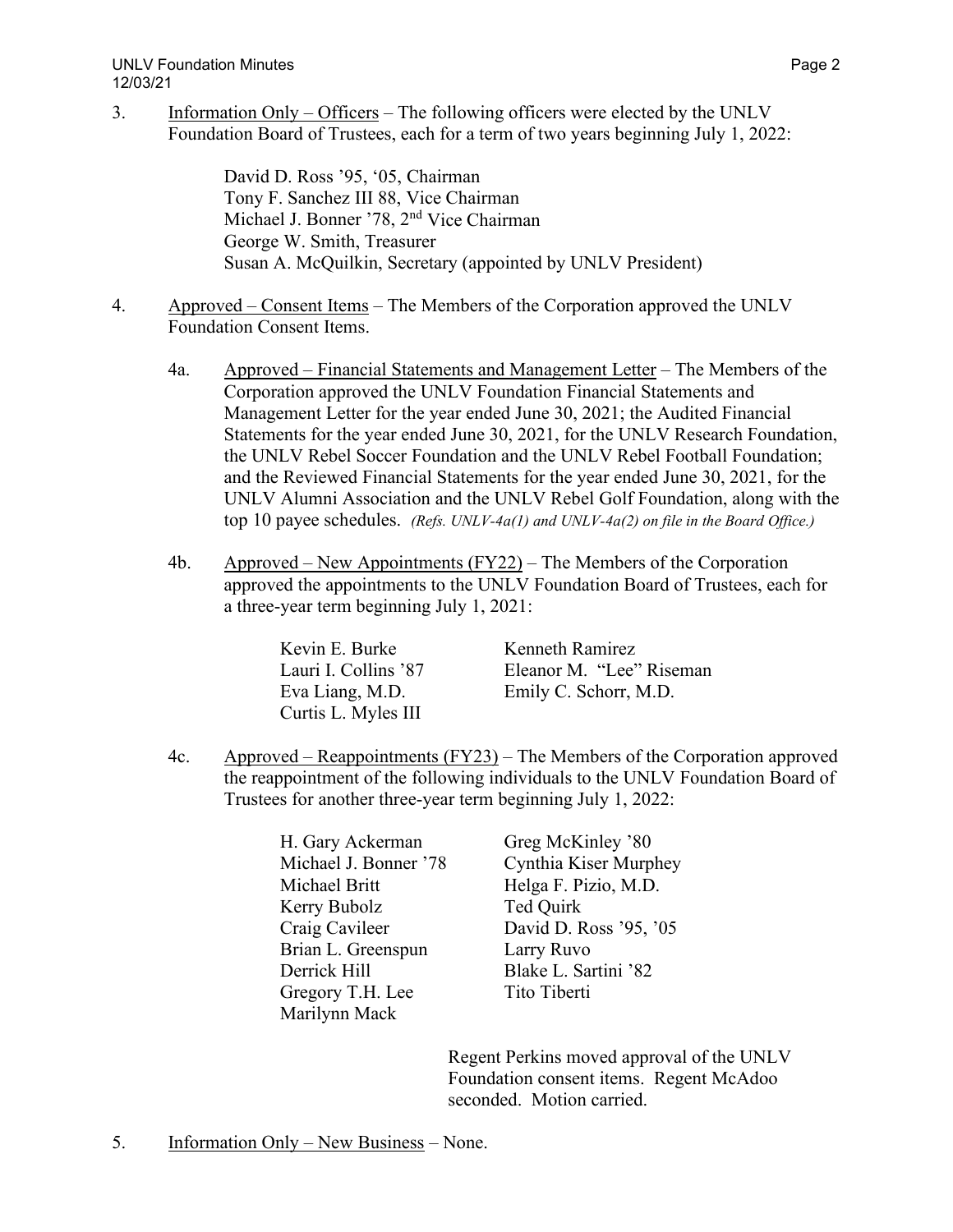3. Information Only – Officers – The following officers were elected by the UNLV Foundation Board of Trustees, each for a term of two years beginning July 1, 2022:

   David D. Ross '95, '05, Chairman
   Tony F. Sanchez III 88, Vice Chairman
   Michael J. Bonner '78, 2nd Vice Chairman
   George W. Smith, Treasurer
   Susan A. McQuilkin, Secretary (appointed by UNLV President)

4. Approved – Consent Items – The Members of the Corporation approved the UNLV Foundation Consent Items.

   4a. Approved – Financial Statements and Management Letter – The Members of the Corporation approved the UNLV Foundation Financial Statements and Management Letter for the year ended June 30, 2021; the Audited Financial Statements for the year ended June 30, 2021, for the UNLV Research Foundation, the UNLV Rebel Soccer Foundation and the UNLV Rebel Football Foundation; and the Reviewed Financial Statements for the year ended June 30, 2021, for the UNLV Alumni Association and the UNLV Rebel Golf Foundation, along with the top 10 payee schedules. *(Refs. UNLV-4a(1) and UNLV-4a(2) on file in the Board Office.)*

   4b. Approved – New Appointments (FY22) – The Members of the Corporation approved the appointments to the UNLV Foundation Board of Trustees, each for a three-year term beginning July 1, 2021:

   Kevin E. Burke
   Lauri I. Collins '87
   Eva Liang, M.D.
   Curtis L. Myles III
   Kenneth Ramirez
   Eleanor M. "Lee" Riseman
   Emily C. Schorr, M.D.

   4c. Approved – Reappointments (FY23) – The Members of the Corporation approved the reappointment of the following individuals to the UNLV Foundation Board of Trustees for another three-year term beginning July 1, 2022:

   H. Gary Ackerman
   Michael J. Bonner '78
   Michael Britt
   Kerry Bubolz
   Craig Cavileer
   Brian L. Greenspun
   Derrick Hill
   Gregory T.H. Lee
   Marilynn Mack
   Greg McKinley '80
   Cynthia Kiser Murphey
   Helga F. Pizio, M.D.
   Ted Quirk
   David D. Ross '95, '05
   Larry Ruvo
   Blake L. Sartini '82
   Tito Tiberti

   Regent Perkins moved approval of the UNLV Foundation consent items. Regent McAdoo seconded. Motion carried.

5. Information Only – New Business – None.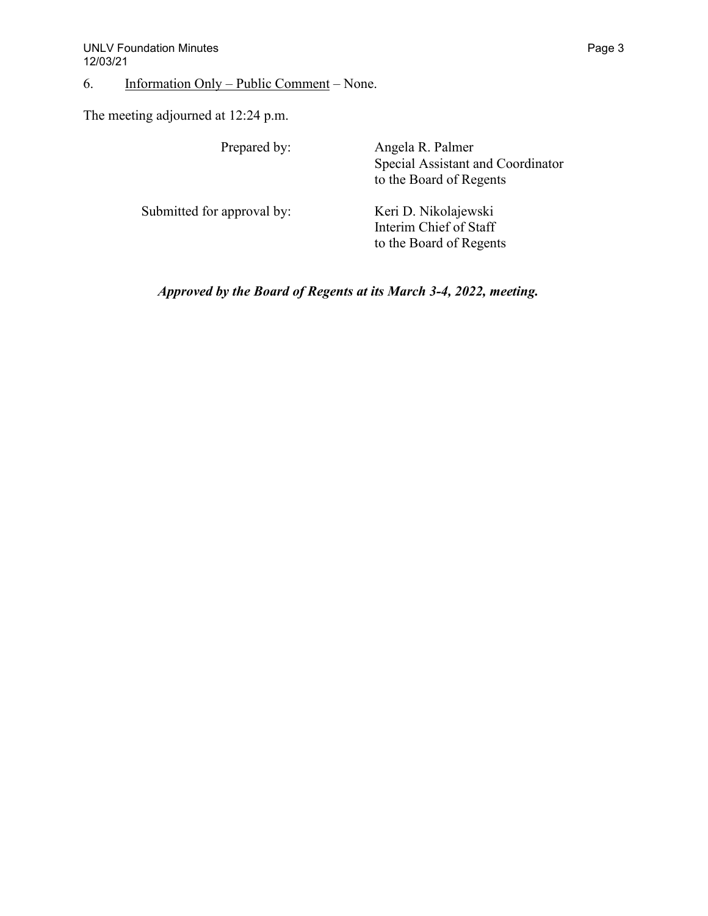6. Information Only – Public Comment – None.

The meeting adjourned at 12:24 p.m.

Prepared by: Angela R. Palmer
Special Assistant and Coordinator
to the Board of Regents

Submitted for approval by: Keri D. Nikolajewski
Interim Chief of Staff
to the Board of Regents

***Approved by the Board of Regents at its March 3-4, 2022, meeting.***